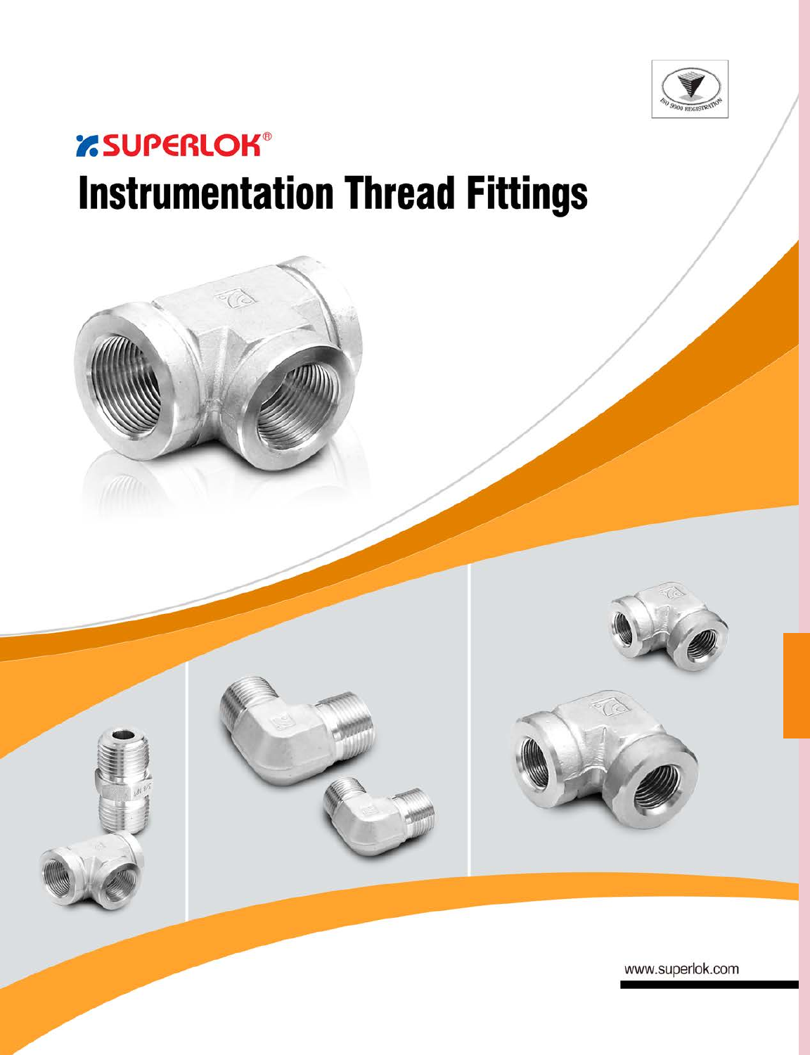# SUPERLOK®

# Instrumentation Thread Fittings

www.superlok.com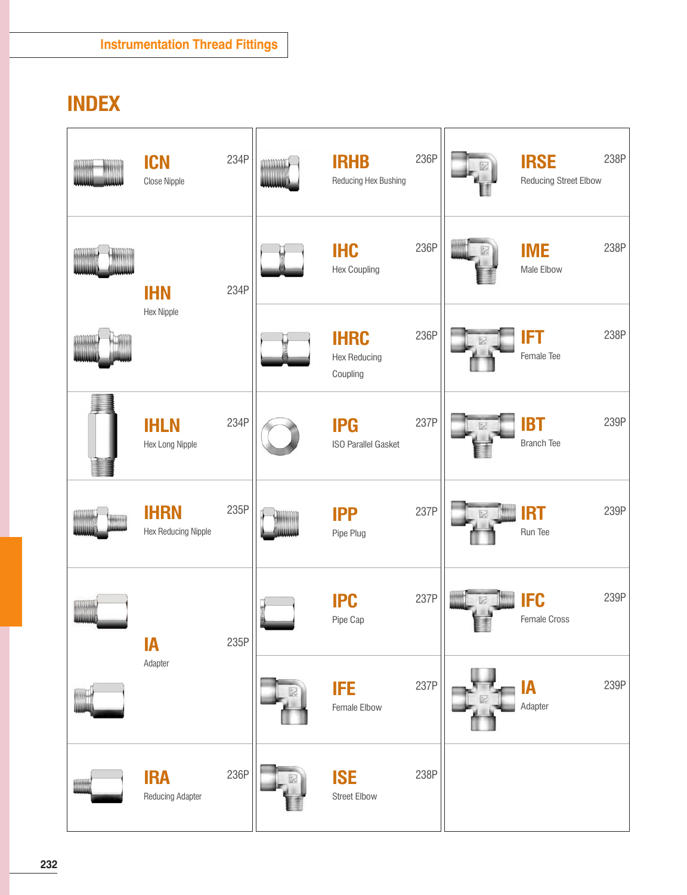## Instrumentation Thread Fittings

# INDEX

| Code | Name | Page |
|---|---|---|
| ICN | Close Nipple | 234P |
| IHN | Hex Nipple | 234P |
| IHLN | Hex Long Nipple | 234P |
| IHRN | Hex Reducing Nipple | 235P |
| IA | Adapter | 235P |
| IRA | Reducing Adapter | 236P |
| IRHB | Reducing Hex Bushing | 236P |
| IHC | Hex Coupling | 236P |
| IHRC | Hex Reducing Coupling | 236P |
| IPG | ISO Parallel Gasket | 237P |
| IPP | Pipe Plug | 237P |
| IPC | Pipe Cap | 237P |
| IFE | Female Elbow | 237P |
| ISE | Street Elbow | 238P |
| IRSE | Reducing Street Elbow | 238P |
| IME | Male Elbow | 238P |
| IFT | Female Tee | 238P |
| IBT | Branch Tee | 239P |
| IRT | Run Tee | 239P |
| IFC | Female Cross | 239P |
| IA | Adapter | 239P |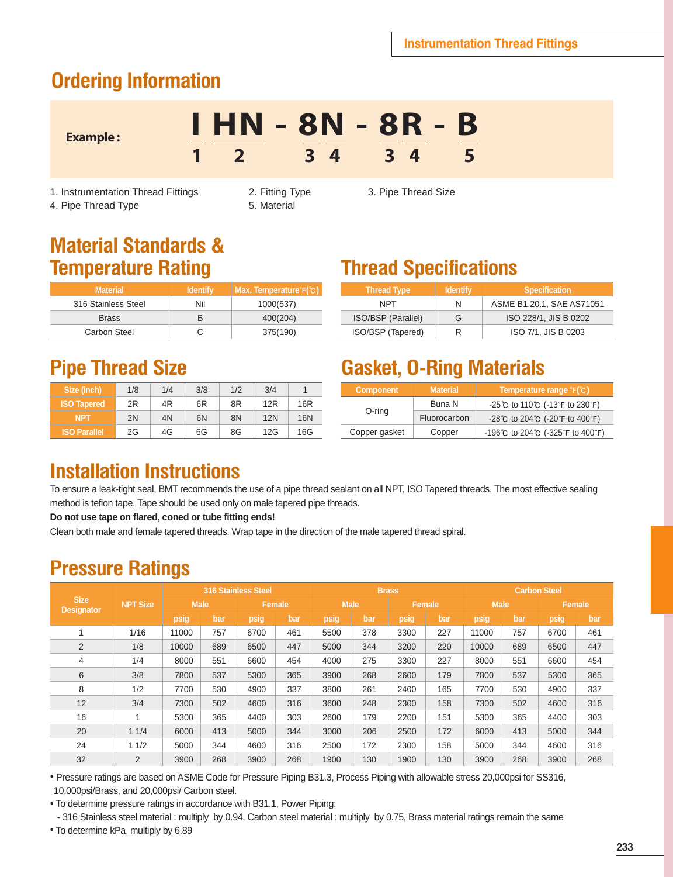## Ordering Information

**Example:**

| I | HN | - | 8N | - | 8R | - | B |
|---|---|---|---|---|---|---|---|
| 1 | 2 | | 3 4 | | 3 4 | | 5 |

1. Instrumentation Thread Fittings
2. Fitting Type
3. Pipe Thread Size
4. Pipe Thread Type
5. Material

## Material Standards & Temperature Rating

| Material | Identify | Max. Temperature ℉(℃) |
|---|---|---|
| 316 Stainless Steel | Nil | 1000(537) |
| Brass | B | 400(204) |
| Carbon Steel | C | 375(190) |

## Thread Specifications

| Thread Type | Identify | Specification |
|---|---|---|
| NPT | N | ASME B1.20.1, SAE AS71051 |
| ISO/BSP (Parallel) | G | ISO 228/1, JIS B 0202 |
| ISO/BSP (Tapered) | R | ISO 7/1, JIS B 0203 |

## Pipe Thread Size

| Size (inch) | 1/8 | 1/4 | 3/8 | 1/2 | 3/4 | 1 |
|---|---|---|---|---|---|---|
| ISO Tapered | 2R | 4R | 6R | 8R | 12R | 16R |
| NPT | 2N | 4N | 6N | 8N | 12N | 16N |
| ISO Parallel | 2G | 4G | 6G | 8G | 12G | 16G |

## Gasket, O-Ring Materials

| Component | Material | Temperature range ℉(℃) |
|---|---|---|
| O-ring | Buna N | -25℃ to 110℃ (-13℉ to 230℉) |
| | Fluorocarbon | -28℃ to 204℃ (-20℉ to 400℉) |
| Copper gasket | Copper | -196℃ to 204℃ (-325℉ to 400℉) |

## Installation Instructions

To ensure a leak-tight seal, BMT recommends the use of a pipe thread sealant on all NPT, ISO Tapered threads. The most effective sealing method is teflon tape. Tape should be used only on male tapered pipe threads.

**Do not use tape on flared, coned or tube fitting ends!**

Clean both male and female tapered threads. Wrap tape in the direction of the male tapered thread spiral.

## Pressure Ratings

| Size Designator | NPT Size | 316 Stainless Steel | | | | Brass | | | | Carbon Steel | | | |
|---|---|---|---|---|---|---|---|---|---|---|---|---|---|
| | | Male | | Female | | Male | | Female | | Male | | Female | |
| | | psig | bar | psig | bar | psig | bar | psig | bar | psig | bar | psig | bar |
| 1 | 1/16 | 11000 | 757 | 6700 | 461 | 5500 | 378 | 3300 | 227 | 11000 | 757 | 6700 | 461 |
| 2 | 1/8 | 10000 | 689 | 6500 | 447 | 5000 | 344 | 3200 | 220 | 10000 | 689 | 6500 | 447 |
| 4 | 1/4 | 8000 | 551 | 6600 | 454 | 4000 | 275 | 3300 | 227 | 8000 | 551 | 6600 | 454 |
| 6 | 3/8 | 7800 | 537 | 5300 | 365 | 3900 | 268 | 2600 | 179 | 7800 | 537 | 5300 | 365 |
| 8 | 1/2 | 7700 | 530 | 4900 | 337 | 3800 | 261 | 2400 | 165 | 7700 | 530 | 4900 | 337 |
| 12 | 3/4 | 7300 | 502 | 4600 | 316 | 3600 | 248 | 2300 | 158 | 7300 | 502 | 4600 | 316 |
| 16 | 1 | 5300 | 365 | 4400 | 303 | 2600 | 179 | 2200 | 151 | 5300 | 365 | 4400 | 303 |
| 20 | 1 1/4 | 6000 | 413 | 5000 | 344 | 3000 | 206 | 2500 | 172 | 6000 | 413 | 5000 | 344 |
| 24 | 1 1/2 | 5000 | 344 | 4600 | 316 | 2500 | 172 | 2300 | 158 | 5000 | 344 | 4600 | 316 |
| 32 | 2 | 3900 | 268 | 3900 | 268 | 1900 | 130 | 1900 | 130 | 3900 | 268 | 3900 | 268 |

- Pressure ratings are based on ASME Code for Pressure Piping B31.3, Process Piping with allowable stress 20,000psi for SS316, 10,000psi/Brass, and 20,000psi/ Carbon steel.
- To determine pressure ratings in accordance with B31.1, Power Piping:
  - 316 Stainless steel material : multiply by 0.94, Carbon steel material : multiply by 0.75, Brass material ratings remain the same
- To determine kPa, multiply by 6.89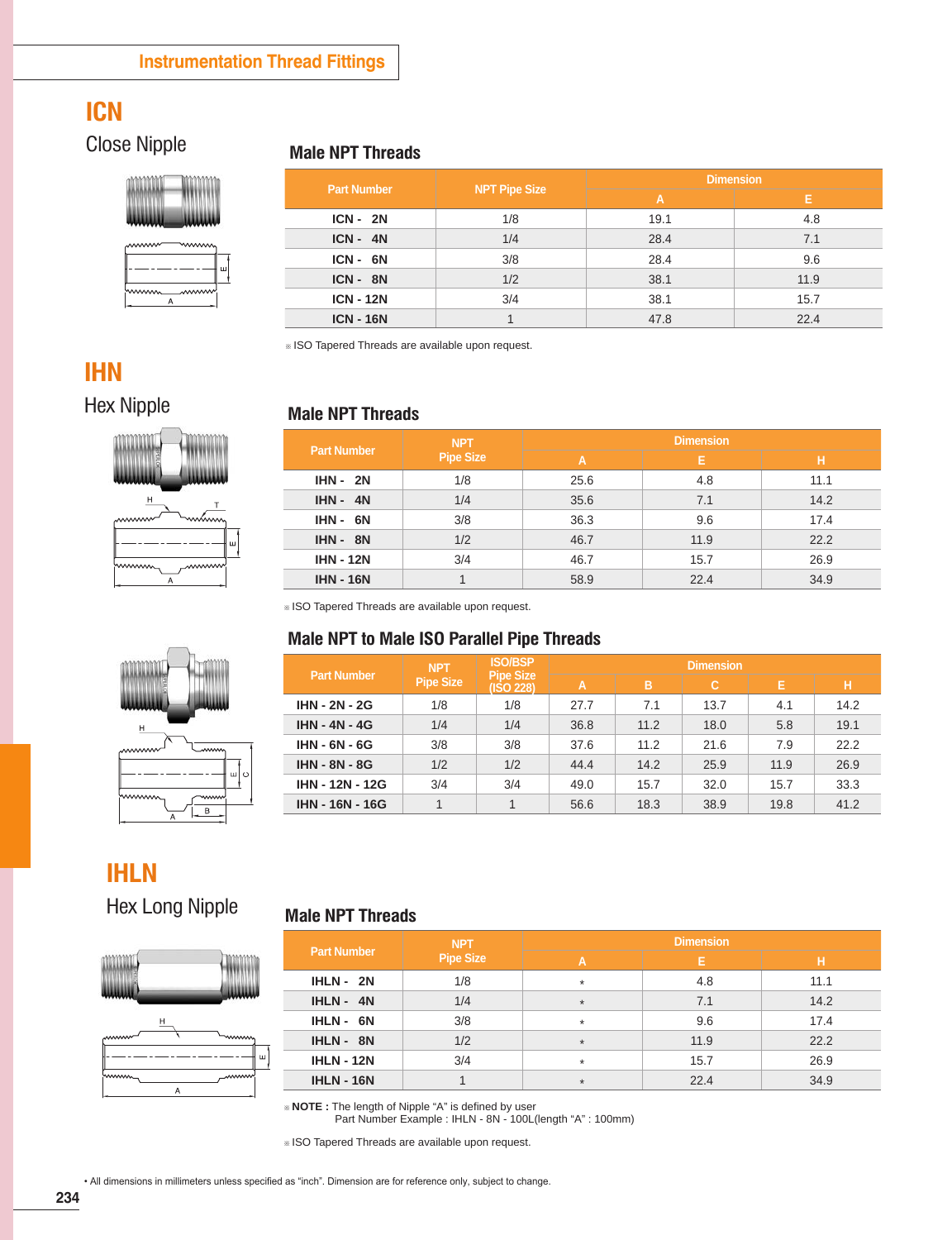## Instrumentation Thread Fittings

# ICN

## Close Nipple

### Male NPT Threads

| Part Number | NPT Pipe Size | Dimension | |
|---|---|---|---|
| | | A | E |
| ICN - 2N | 1/8 | 19.1 | 4.8 |
| ICN - 4N | 1/4 | 28.4 | 7.1 |
| ICN - 6N | 3/8 | 28.4 | 9.6 |
| ICN - 8N | 1/2 | 38.1 | 11.9 |
| ICN - 12N | 3/4 | 38.1 | 15.7 |
| ICN - 16N | 1 | 47.8 | 22.4 |

※ ISO Tapered Threads are available upon request.

# IHN

## Hex Nipple

### Male NPT Threads

| Part Number | NPT Pipe Size | Dimension | | |
|---|---|---|---|---|
| | | A | E | H |
| IHN - 2N | 1/8 | 25.6 | 4.8 | 11.1 |
| IHN - 4N | 1/4 | 35.6 | 7.1 | 14.2 |
| IHN - 6N | 3/8 | 36.3 | 9.6 | 17.4 |
| IHN - 8N | 1/2 | 46.7 | 11.9 | 22.2 |
| IHN - 12N | 3/4 | 46.7 | 15.7 | 26.9 |
| IHN - 16N | 1 | 58.9 | 22.4 | 34.9 |

※ ISO Tapered Threads are available upon request.

### Male NPT to Male ISO Parallel Pipe Threads

| Part Number | NPT Pipe Size | ISO/BSP Pipe Size (ISO 228) | Dimension | | | | |
|---|---|---|---|---|---|---|---|
| | | | A | B | C | E | H |
| IHN - 2N - 2G | 1/8 | 1/8 | 27.7 | 7.1 | 13.7 | 4.1 | 14.2 |
| IHN - 4N - 4G | 1/4 | 1/4 | 36.8 | 11.2 | 18.0 | 5.8 | 19.1 |
| IHN - 6N - 6G | 3/8 | 3/8 | 37.6 | 11.2 | 21.6 | 7.9 | 22.2 |
| IHN - 8N - 8G | 1/2 | 1/2 | 44.4 | 14.2 | 25.9 | 11.9 | 26.9 |
| IHN - 12N - 12G | 3/4 | 3/4 | 49.0 | 15.7 | 32.0 | 15.7 | 33.3 |
| IHN - 16N - 16G | 1 | 1 | 56.6 | 18.3 | 38.9 | 19.8 | 41.2 |

# IHLN

## Hex Long Nipple

### Male NPT Threads

| Part Number | NPT Pipe Size | Dimension | | |
|---|---|---|---|---|
| | | A | E | H |
| IHLN - 2N | 1/8 | * | 4.8 | 11.1 |
| IHLN - 4N | 1/4 | * | 7.1 | 14.2 |
| IHLN - 6N | 3/8 | * | 9.6 | 17.4 |
| IHLN - 8N | 1/2 | * | 11.9 | 22.2 |
| IHLN - 12N | 3/4 | * | 15.7 | 26.9 |
| IHLN - 16N | 1 | * | 22.4 | 34.9 |

※ **NOTE :** The length of Nipple "A" is defined by user
Part Number Example : IHLN - 8N - 100L(length "A" : 100mm)

※ ISO Tapered Threads are available upon request.

• All dimensions in millimeters unless specified as "inch". Dimension are for reference only, subject to change.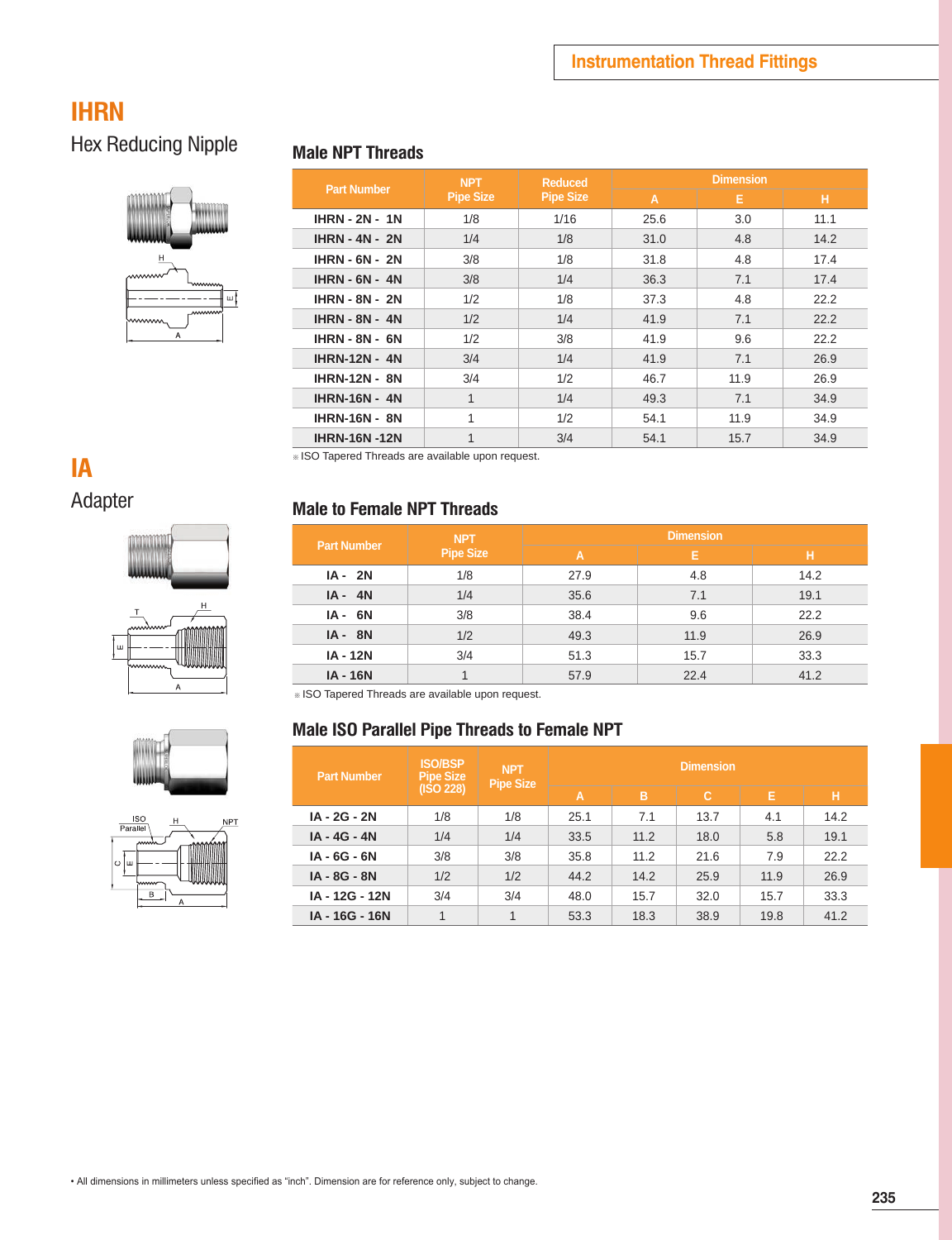## IHRN

Hex Reducing Nipple

### Male NPT Threads

| Part Number | NPT Pipe Size | Reduced Pipe Size | Dimension | | |
|---|---|---|---|---|---|
| | | | A | E | H |
| IHRN - 2N - 1N | 1/8 | 1/16 | 25.6 | 3.0 | 11.1 |
| IHRN - 4N - 2N | 1/4 | 1/8 | 31.0 | 4.8 | 14.2 |
| IHRN - 6N - 2N | 3/8 | 1/8 | 31.8 | 4.8 | 17.4 |
| IHRN - 6N - 4N | 3/8 | 1/4 | 36.3 | 7.1 | 17.4 |
| IHRN - 8N - 2N | 1/2 | 1/8 | 37.3 | 4.8 | 22.2 |
| IHRN - 8N - 4N | 1/2 | 1/4 | 41.9 | 7.1 | 22.2 |
| IHRN - 8N - 6N | 1/2 | 3/8 | 41.9 | 9.6 | 22.2 |
| IHRN-12N - 4N | 3/4 | 1/4 | 41.9 | 7.1 | 26.9 |
| IHRN-12N - 8N | 3/4 | 1/2 | 46.7 | 11.9 | 26.9 |
| IHRN-16N - 4N | 1 | 1/4 | 49.3 | 7.1 | 34.9 |
| IHRN-16N - 8N | 1 | 1/2 | 54.1 | 11.9 | 34.9 |
| IHRN-16N -12N | 1 | 3/4 | 54.1 | 15.7 | 34.9 |

※ ISO Tapered Threads are available upon request.

## IA

Adapter

### Male to Female NPT Threads

| Part Number | NPT Pipe Size | Dimension | | |
|---|---|---|---|---|
| | | A | E | H |
| IA - 2N | 1/8 | 27.9 | 4.8 | 14.2 |
| IA - 4N | 1/4 | 35.6 | 7.1 | 19.1 |
| IA - 6N | 3/8 | 38.4 | 9.6 | 22.2 |
| IA - 8N | 1/2 | 49.3 | 11.9 | 26.9 |
| IA - 12N | 3/4 | 51.3 | 15.7 | 33.3 |
| IA - 16N | 1 | 57.9 | 22.4 | 41.2 |

※ ISO Tapered Threads are available upon request.

### Male ISO Parallel Pipe Threads to Female NPT

| Part Number | ISO/BSP Pipe Size (ISO 228) | NPT Pipe Size | Dimension | | | | |
|---|---|---|---|---|---|---|---|
| | | | A | B | C | E | H |
| IA - 2G - 2N | 1/8 | 1/8 | 25.1 | 7.1 | 13.7 | 4.1 | 14.2 |
| IA - 4G - 4N | 1/4 | 1/4 | 33.5 | 11.2 | 18.0 | 5.8 | 19.1 |
| IA - 6G - 6N | 3/8 | 3/8 | 35.8 | 11.2 | 21.6 | 7.9 | 22.2 |
| IA - 8G - 8N | 1/2 | 1/2 | 44.2 | 14.2 | 25.9 | 11.9 | 26.9 |
| IA - 12G - 12N | 3/4 | 3/4 | 48.0 | 15.7 | 32.0 | 15.7 | 33.3 |
| IA - 16G - 16N | 1 | 1 | 53.3 | 18.3 | 38.9 | 19.8 | 41.2 |

• All dimensions in millimeters unless specified as "inch". Dimension are for reference only, subject to change.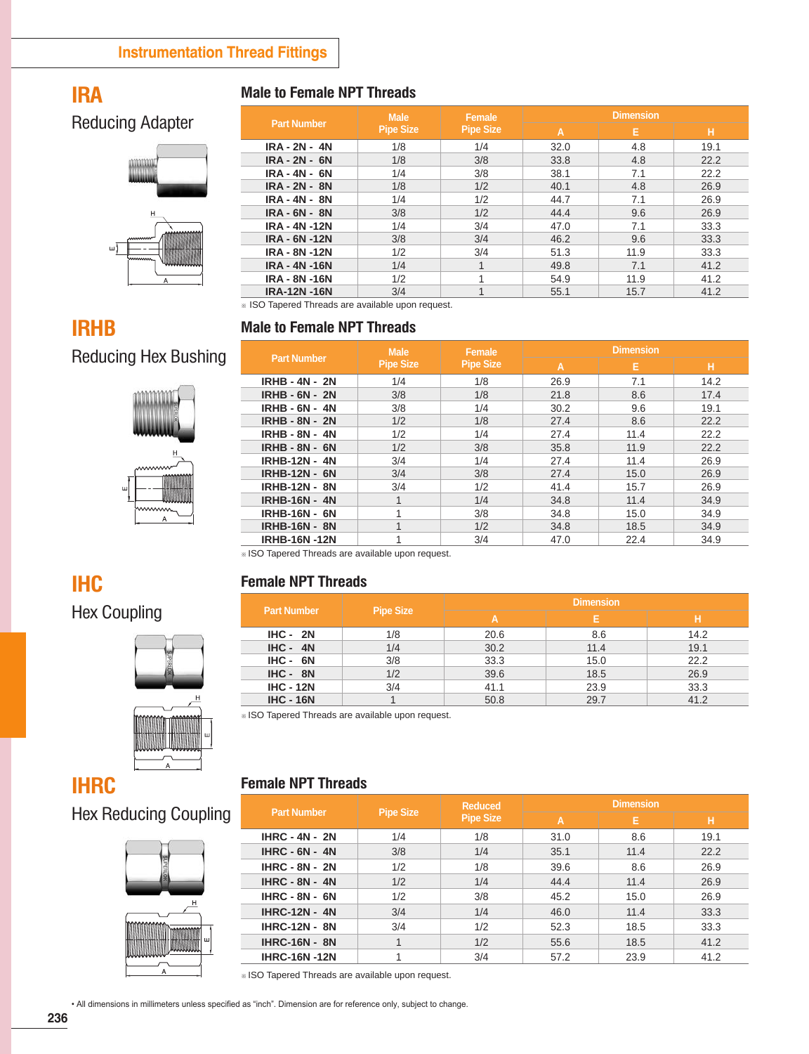## Instrumentation Thread Fittings

# IRA

## Reducing Adapter

### Male to Female NPT Threads

| Part Number | Male Pipe Size | Female Pipe Size | Dimension | | |
|---|---|---|---|---|---|
| | | | A | E | H |
| IRA - 2N - 4N | 1/8 | 1/4 | 32.0 | 4.8 | 19.1 |
| IRA - 2N - 6N | 1/8 | 3/8 | 33.8 | 4.8 | 22.2 |
| IRA - 4N - 6N | 1/4 | 3/8 | 38.1 | 7.1 | 22.2 |
| IRA - 2N - 8N | 1/8 | 1/2 | 40.1 | 4.8 | 26.9 |
| IRA - 4N - 8N | 1/4 | 1/2 | 44.7 | 7.1 | 26.9 |
| IRA - 6N - 8N | 3/8 | 1/2 | 44.4 | 9.6 | 26.9 |
| IRA - 4N -12N | 1/4 | 3/4 | 47.0 | 7.1 | 33.3 |
| IRA - 6N -12N | 3/8 | 3/4 | 46.2 | 9.6 | 33.3 |
| IRA - 8N -12N | 1/2 | 3/4 | 51.3 | 11.9 | 33.3 |
| IRA - 4N -16N | 1/4 | 1 | 49.8 | 7.1 | 41.2 |
| IRA - 8N -16N | 1/2 | 1 | 54.9 | 11.9 | 41.2 |
| IRA-12N -16N | 3/4 | 1 | 55.1 | 15.7 | 41.2 |

※ ISO Tapered Threads are available upon request.

# IRHB

## Reducing Hex Bushing

### Male to Female NPT Threads

| Part Number | Male Pipe Size | Female Pipe Size | Dimension | | |
|---|---|---|---|---|---|
| | | | A | E | H |
| IRHB - 4N - 2N | 1/4 | 1/8 | 26.9 | 7.1 | 14.2 |
| IRHB - 6N - 2N | 3/8 | 1/8 | 21.8 | 8.6 | 17.4 |
| IRHB - 6N - 4N | 3/8 | 1/4 | 30.2 | 9.6 | 19.1 |
| IRHB - 8N - 2N | 1/2 | 1/8 | 27.4 | 8.6 | 22.2 |
| IRHB - 8N - 4N | 1/2 | 1/4 | 27.4 | 11.4 | 22.2 |
| IRHB - 8N - 6N | 1/2 | 3/8 | 35.8 | 11.9 | 22.2 |
| IRHB-12N - 4N | 3/4 | 1/4 | 27.4 | 11.4 | 26.9 |
| IRHB-12N - 6N | 3/4 | 3/8 | 27.4 | 15.0 | 26.9 |
| IRHB-12N - 8N | 3/4 | 1/2 | 41.4 | 15.7 | 26.9 |
| IRHB-16N - 4N | 1 | 1/4 | 34.8 | 11.4 | 34.9 |
| IRHB-16N - 6N | 1 | 3/8 | 34.8 | 15.0 | 34.9 |
| IRHB-16N - 8N | 1 | 1/2 | 34.8 | 18.5 | 34.9 |
| IRHB-16N -12N | 1 | 3/4 | 47.0 | 22.4 | 34.9 |

※ ISO Tapered Threads are available upon request.

# IHC

## Hex Coupling

### Female NPT Threads

| Part Number | Pipe Size | Dimension | | |
|---|---|---|---|---|
| | | A | E | H |
| IHC - 2N | 1/8 | 20.6 | 8.6 | 14.2 |
| IHC - 4N | 1/4 | 30.2 | 11.4 | 19.1 |
| IHC - 6N | 3/8 | 33.3 | 15.0 | 22.2 |
| IHC - 8N | 1/2 | 39.6 | 18.5 | 26.9 |
| IHC - 12N | 3/4 | 41.1 | 23.9 | 33.3 |
| IHC - 16N | 1 | 50.8 | 29.7 | 41.2 |

※ ISO Tapered Threads are available upon request.

# IHRC

## Hex Reducing Coupling

### Female NPT Threads

| Part Number | Pipe Size | Reduced Pipe Size | Dimension | | |
|---|---|---|---|---|---|
| | | | A | E | H |
| IHRC - 4N - 2N | 1/4 | 1/8 | 31.0 | 8.6 | 19.1 |
| IHRC - 6N - 4N | 3/8 | 1/4 | 35.1 | 11.4 | 22.2 |
| IHRC - 8N - 2N | 1/2 | 1/8 | 39.6 | 8.6 | 26.9 |
| IHRC - 8N - 4N | 1/2 | 1/4 | 44.4 | 11.4 | 26.9 |
| IHRC - 8N - 6N | 1/2 | 3/8 | 45.2 | 15.0 | 26.9 |
| IHRC-12N - 4N | 3/4 | 1/4 | 46.0 | 11.4 | 33.3 |
| IHRC-12N - 8N | 3/4 | 1/2 | 52.3 | 18.5 | 33.3 |
| IHRC-16N - 8N | 1 | 1/2 | 55.6 | 18.5 | 41.2 |
| IHRC-16N -12N | 1 | 3/4 | 57.2 | 23.9 | 41.2 |

※ ISO Tapered Threads are available upon request.

• All dimensions in millimeters unless specified as "inch". Dimension are for reference only, subject to change.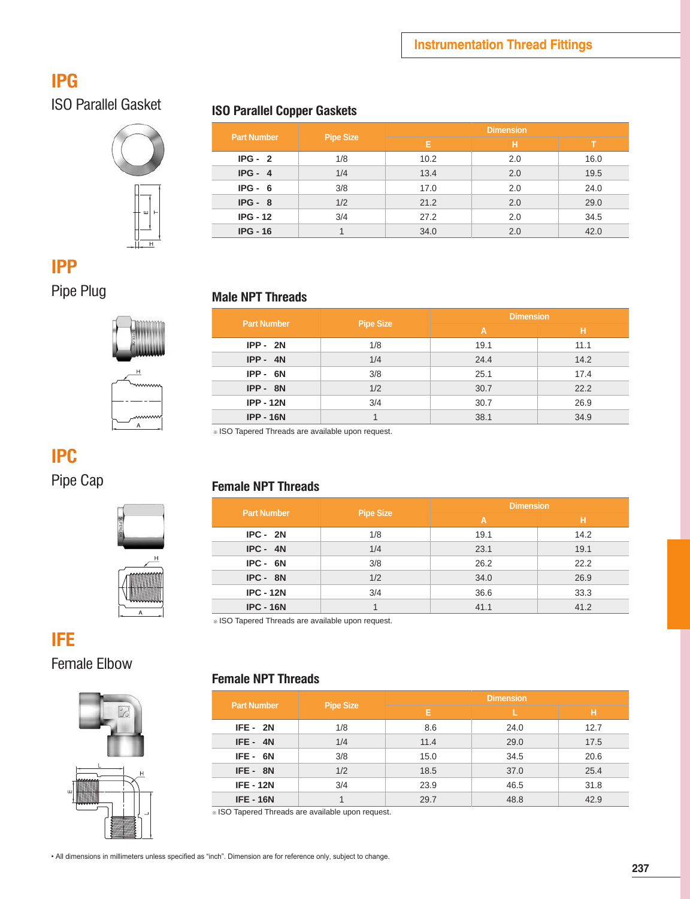## IPG

ISO Parallel Gasket

### ISO Parallel Copper Gaskets

| Part Number | Pipe Size | Dimension | | |
|---|---|---|---|---|
| | | E | H | T |
| IPG - 2 | 1/8 | 10.2 | 2.0 | 16.0 |
| IPG - 4 | 1/4 | 13.4 | 2.0 | 19.5 |
| IPG - 6 | 3/8 | 17.0 | 2.0 | 24.0 |
| IPG - 8 | 1/2 | 21.2 | 2.0 | 29.0 |
| IPG - 12 | 3/4 | 27.2 | 2.0 | 34.5 |
| IPG - 16 | 1 | 34.0 | 2.0 | 42.0 |

## IPP

Pipe Plug

### Male NPT Threads

| Part Number | Pipe Size | Dimension | |
|---|---|---|---|
| | | A | H |
| IPP - 2N | 1/8 | 19.1 | 11.1 |
| IPP - 4N | 1/4 | 24.4 | 14.2 |
| IPP - 6N | 3/8 | 25.1 | 17.4 |
| IPP - 8N | 1/2 | 30.7 | 22.2 |
| IPP - 12N | 3/4 | 30.7 | 26.9 |
| IPP - 16N | 1 | 38.1 | 34.9 |

※ ISO Tapered Threads are available upon request.

## IPC

Pipe Cap

### Female NPT Threads

| Part Number | Pipe Size | Dimension | |
|---|---|---|---|
| | | A | H |
| IPC - 2N | 1/8 | 19.1 | 14.2 |
| IPC - 4N | 1/4 | 23.1 | 19.1 |
| IPC - 6N | 3/8 | 26.2 | 22.2 |
| IPC - 8N | 1/2 | 34.0 | 26.9 |
| IPC - 12N | 3/4 | 36.6 | 33.3 |
| IPC - 16N | 1 | 41.1 | 41.2 |

※ ISO Tapered Threads are available upon request.

## IFE

Female Elbow

### Female NPT Threads

| Part Number | Pipe Size | Dimension | | |
|---|---|---|---|---|
| | | E | L | H |
| IFE - 2N | 1/8 | 8.6 | 24.0 | 12.7 |
| IFE - 4N | 1/4 | 11.4 | 29.0 | 17.5 |
| IFE - 6N | 3/8 | 15.0 | 34.5 | 20.6 |
| IFE - 8N | 1/2 | 18.5 | 37.0 | 25.4 |
| IFE - 12N | 3/4 | 23.9 | 46.5 | 31.8 |
| IFE - 16N | 1 | 29.7 | 48.8 | 42.9 |

※ ISO Tapered Threads are available upon request.

• All dimensions in millimeters unless specified as "inch". Dimension are for reference only, subject to change.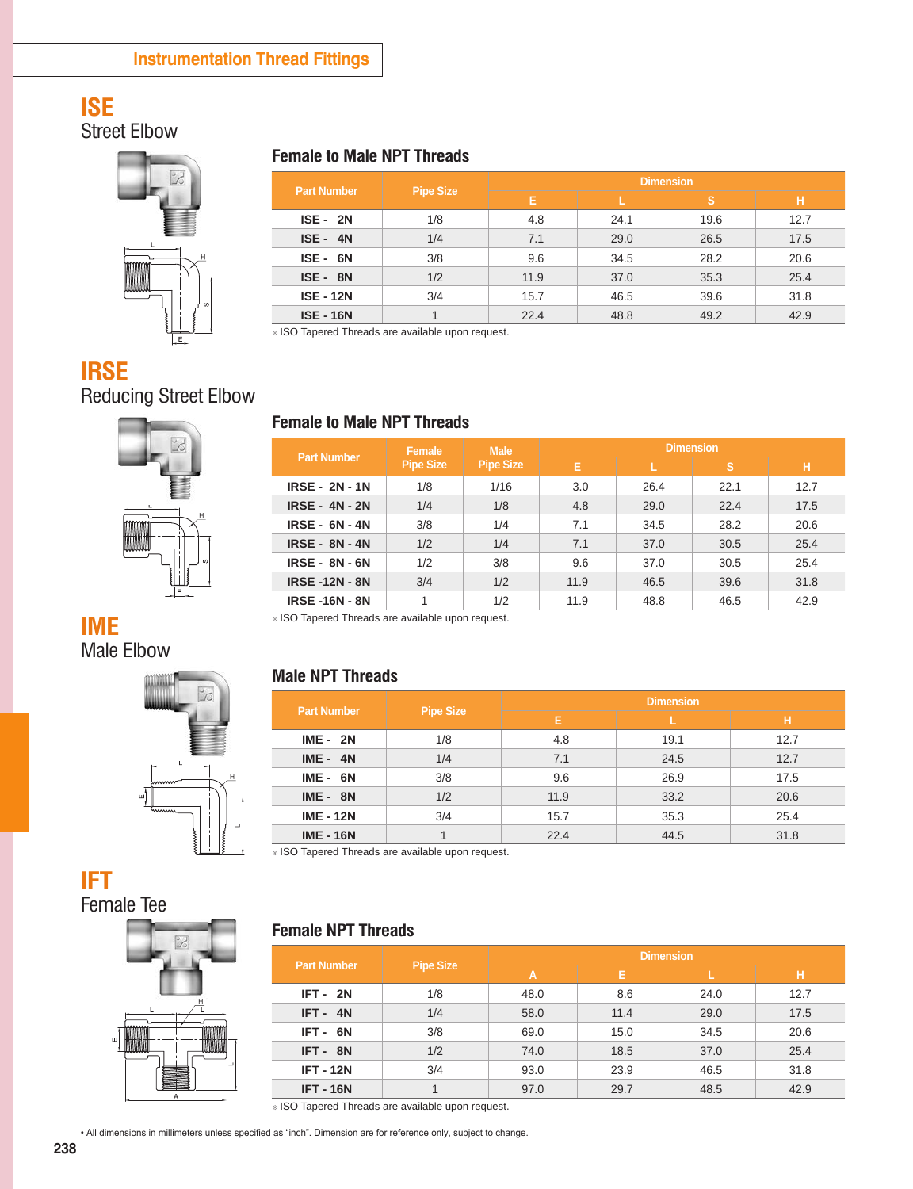# Instrumentation Thread Fittings

## ISE
### Street Elbow

### Female to Male NPT Threads

| Part Number | Pipe Size | Dimension | | | |
|---|---|---|---|---|---|
| | | E | L | S | H |
| ISE - 2N | 1/8 | 4.8 | 24.1 | 19.6 | 12.7 |
| ISE - 4N | 1/4 | 7.1 | 29.0 | 26.5 | 17.5 |
| ISE - 6N | 3/8 | 9.6 | 34.5 | 28.2 | 20.6 |
| ISE - 8N | 1/2 | 11.9 | 37.0 | 35.3 | 25.4 |
| ISE - 12N | 3/4 | 15.7 | 46.5 | 39.6 | 31.8 |
| ISE - 16N | 1 | 22.4 | 48.8 | 49.2 | 42.9 |

※ ISO Tapered Threads are available upon request.

## IRSE
### Reducing Street Elbow

### Female to Male NPT Threads

| Part Number | Female Pipe Size | Male Pipe Size | Dimension | | | |
|---|---|---|---|---|---|---|
| | | | E | L | S | H |
| IRSE - 2N - 1N | 1/8 | 1/16 | 3.0 | 26.4 | 22.1 | 12.7 |
| IRSE - 4N - 2N | 1/4 | 1/8 | 4.8 | 29.0 | 22.4 | 17.5 |
| IRSE - 6N - 4N | 3/8 | 1/4 | 7.1 | 34.5 | 28.2 | 20.6 |
| IRSE - 8N - 4N | 1/2 | 1/4 | 7.1 | 37.0 | 30.5 | 25.4 |
| IRSE - 8N - 6N | 1/2 | 3/8 | 9.6 | 37.0 | 30.5 | 25.4 |
| IRSE -12N - 8N | 3/4 | 1/2 | 11.9 | 46.5 | 39.6 | 31.8 |
| IRSE -16N - 8N | 1 | 1/2 | 11.9 | 48.8 | 46.5 | 42.9 |

※ ISO Tapered Threads are available upon request.

## IME
### Male Elbow

### Male NPT Threads

| Part Number | Pipe Size | Dimension | | |
|---|---|---|---|---|
| | | E | L | H |
| IME - 2N | 1/8 | 4.8 | 19.1 | 12.7 |
| IME - 4N | 1/4 | 7.1 | 24.5 | 12.7 |
| IME - 6N | 3/8 | 9.6 | 26.9 | 17.5 |
| IME - 8N | 1/2 | 11.9 | 33.2 | 20.6 |
| IME - 12N | 3/4 | 15.7 | 35.3 | 25.4 |
| IME - 16N | 1 | 22.4 | 44.5 | 31.8 |

※ ISO Tapered Threads are available upon request.

## IFT
### Female Tee

### Female NPT Threads

| Part Number | Pipe Size | Dimension | | | |
|---|---|---|---|---|---|
| | | A | E | L | H |
| IFT - 2N | 1/8 | 48.0 | 8.6 | 24.0 | 12.7 |
| IFT - 4N | 1/4 | 58.0 | 11.4 | 29.0 | 17.5 |
| IFT - 6N | 3/8 | 69.0 | 15.0 | 34.5 | 20.6 |
| IFT - 8N | 1/2 | 74.0 | 18.5 | 37.0 | 25.4 |
| IFT - 12N | 3/4 | 93.0 | 23.9 | 46.5 | 31.8 |
| IFT - 16N | 1 | 97.0 | 29.7 | 48.5 | 42.9 |

※ ISO Tapered Threads are available upon request.

• All dimensions in millimeters unless specified as "inch". Dimension are for reference only, subject to change.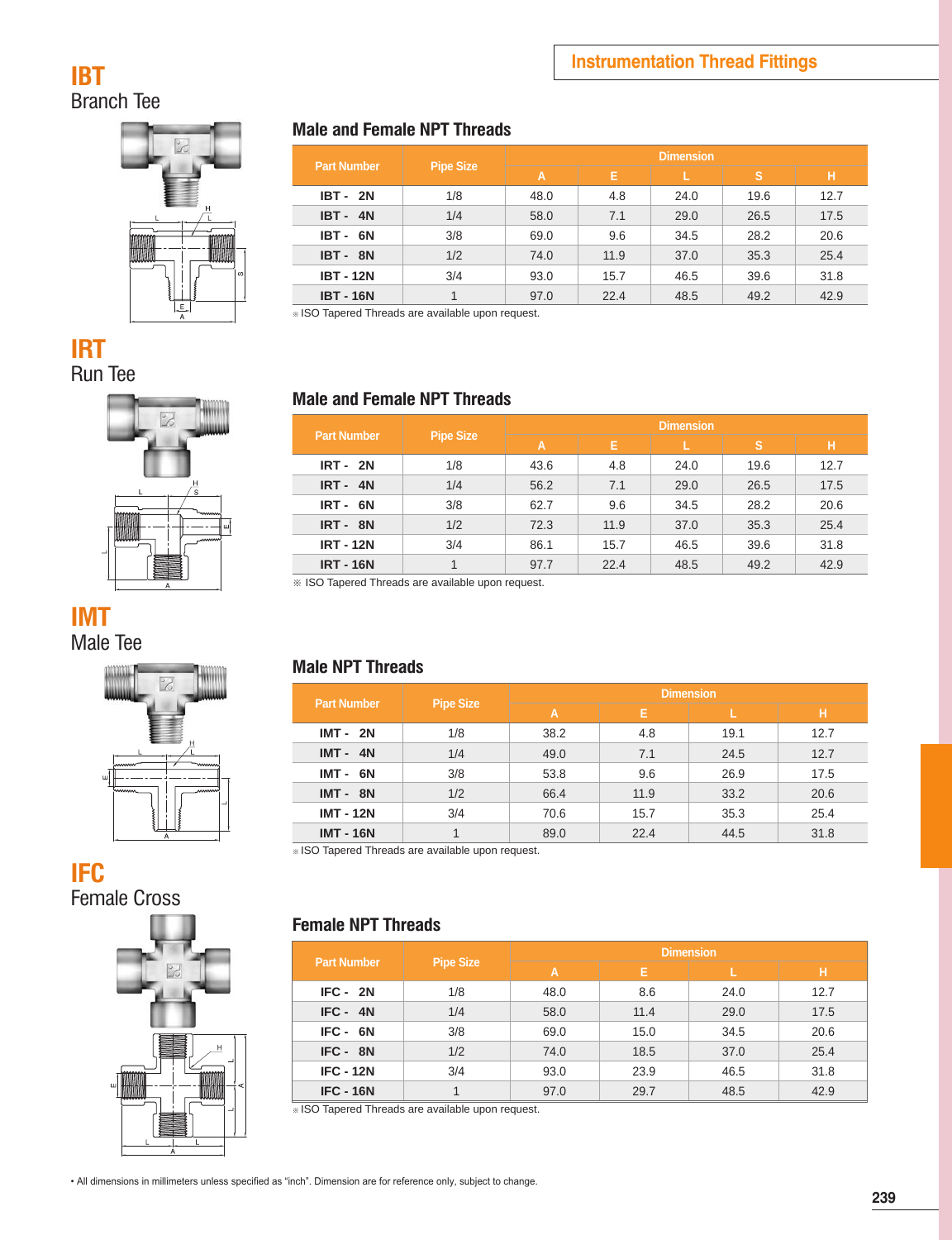# IBT
Branch Tee

### Male and Female NPT Threads

| Part Number | Pipe Size | Dimension | | | | |
|---|---|---|---|---|---|---|
| | | A | E | L | S | H |
| IBT - 2N | 1/8 | 48.0 | 4.8 | 24.0 | 19.6 | 12.7 |
| IBT - 4N | 1/4 | 58.0 | 7.1 | 29.0 | 26.5 | 17.5 |
| IBT - 6N | 3/8 | 69.0 | 9.6 | 34.5 | 28.2 | 20.6 |
| IBT - 8N | 1/2 | 74.0 | 11.9 | 37.0 | 35.3 | 25.4 |
| IBT - 12N | 3/4 | 93.0 | 15.7 | 46.5 | 39.6 | 31.8 |
| IBT - 16N | 1 | 97.0 | 22.4 | 48.5 | 49.2 | 42.9 |

※ ISO Tapered Threads are available upon request.

# IRT
Run Tee

### Male and Female NPT Threads

| Part Number | Pipe Size | Dimension | | | | |
|---|---|---|---|---|---|---|
| | | A | E | L | S | H |
| IRT - 2N | 1/8 | 43.6 | 4.8 | 24.0 | 19.6 | 12.7 |
| IRT - 4N | 1/4 | 56.2 | 7.1 | 29.0 | 26.5 | 17.5 |
| IRT - 6N | 3/8 | 62.7 | 9.6 | 34.5 | 28.2 | 20.6 |
| IRT - 8N | 1/2 | 72.3 | 11.9 | 37.0 | 35.3 | 25.4 |
| IRT - 12N | 3/4 | 86.1 | 15.7 | 46.5 | 39.6 | 31.8 |
| IRT - 16N | 1 | 97.7 | 22.4 | 48.5 | 49.2 | 42.9 |

※ ISO Tapered Threads are available upon request.

# IMT
Male Tee

### Male NPT Threads

| Part Number | Pipe Size | Dimension | | | |
|---|---|---|---|---|---|
| | | A | E | L | H |
| IMT - 2N | 1/8 | 38.2 | 4.8 | 19.1 | 12.7 |
| IMT - 4N | 1/4 | 49.0 | 7.1 | 24.5 | 12.7 |
| IMT - 6N | 3/8 | 53.8 | 9.6 | 26.9 | 17.5 |
| IMT - 8N | 1/2 | 66.4 | 11.9 | 33.2 | 20.6 |
| IMT - 12N | 3/4 | 70.6 | 15.7 | 35.3 | 25.4 |
| IMT - 16N | 1 | 89.0 | 22.4 | 44.5 | 31.8 |

※ ISO Tapered Threads are available upon request.

# IFC
Female Cross

### Female NPT Threads

| Part Number | Pipe Size | Dimension | | | |
|---|---|---|---|---|---|
| | | A | E | L | H |
| IFC - 2N | 1/8 | 48.0 | 8.6 | 24.0 | 12.7 |
| IFC - 4N | 1/4 | 58.0 | 11.4 | 29.0 | 17.5 |
| IFC - 6N | 3/8 | 69.0 | 15.0 | 34.5 | 20.6 |
| IFC - 8N | 1/2 | 74.0 | 18.5 | 37.0 | 25.4 |
| IFC - 12N | 3/4 | 93.0 | 23.9 | 46.5 | 31.8 |
| IFC - 16N | 1 | 97.0 | 29.7 | 48.5 | 42.9 |

※ ISO Tapered Threads are available upon request.

• All dimensions in millimeters unless specified as "inch". Dimension are for reference only, subject to change.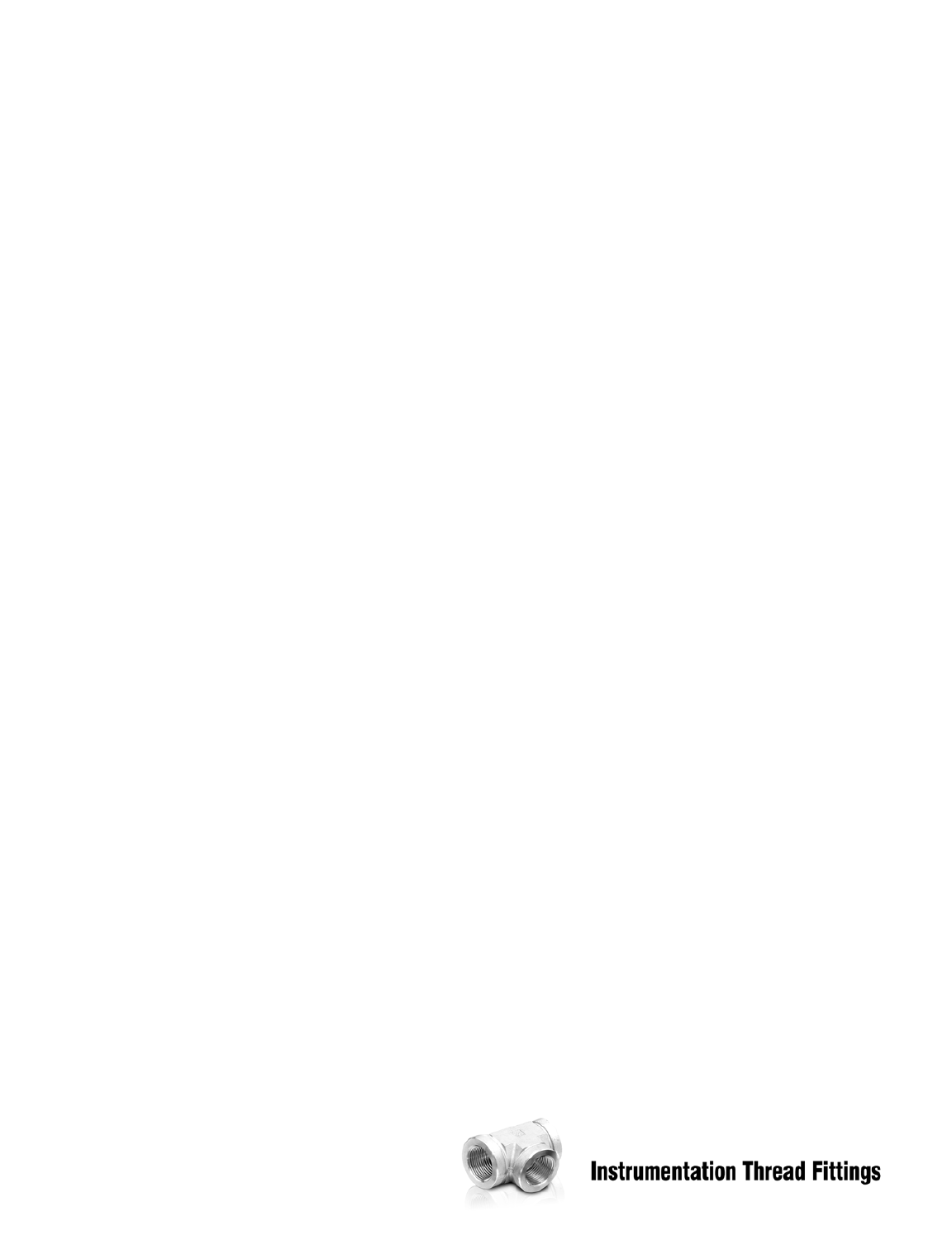**Instrumentation Thread Fittings**